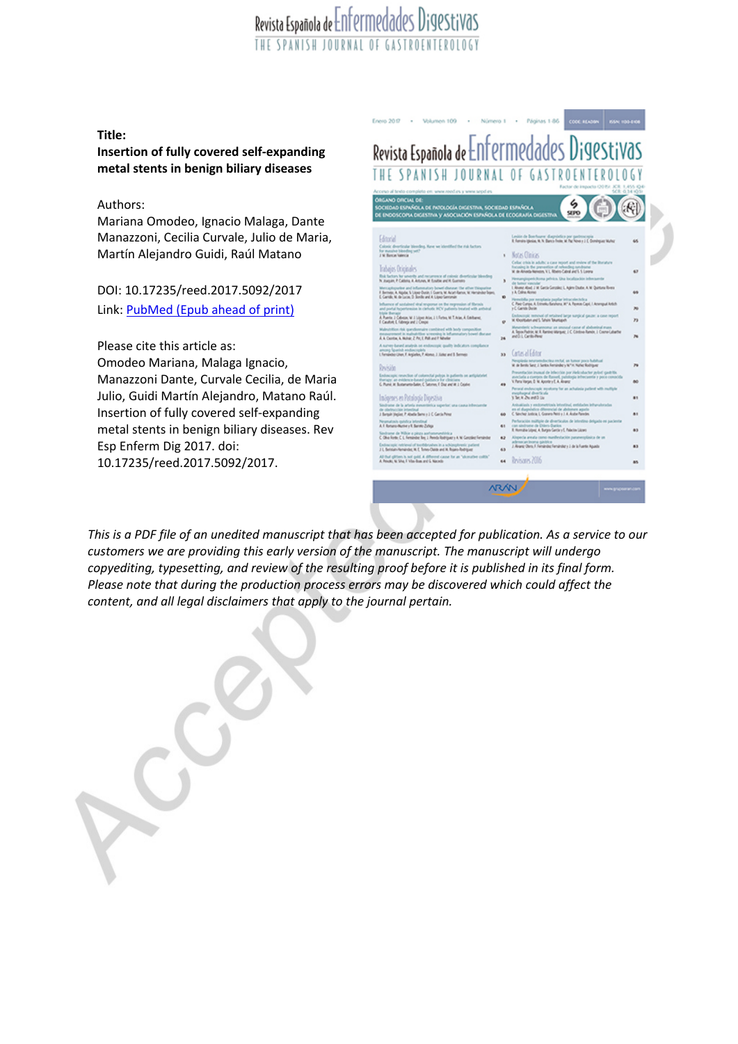Revista Española de Enfermedades Digestivas
THE SPANISH JOURNAL OF GASTROENTEROLOGY

**Title:**
**Insertion of fully covered self-expanding metal stents in benign biliary diseases**

Authors:
Mariana Omodeo, Ignacio Malaga, Dante Manazzoni, Cecilia Curvale, Julio de Maria, Martín Alejandro Guidi, Raúl Matano

DOI: 10.17235/reed.2017.5092/2017
Link: [PubMed (Epub ahead of print)]

Please cite this article as:
Omodeo Mariana, Malaga Ignacio, Manazzoni Dante, Curvale Cecilia, de Maria Julio, Guidi Martín Alejandro, Matano Raúl. Insertion of fully covered self-expanding metal stents in benign biliary diseases. Rev Esp Enferm Dig 2017. doi: 10.17235/reed.2017.5092/2017.

*This is a PDF file of an unedited manuscript that has been accepted for publication. As a service to our customers we are providing this early version of the manuscript. The manuscript will undergo copyediting, typesetting, and review of the resulting proof before it is published in its final form. Please note that during the production process errors may be discovered which could affect the content, and all legal disclaimers that apply to the journal pertain.*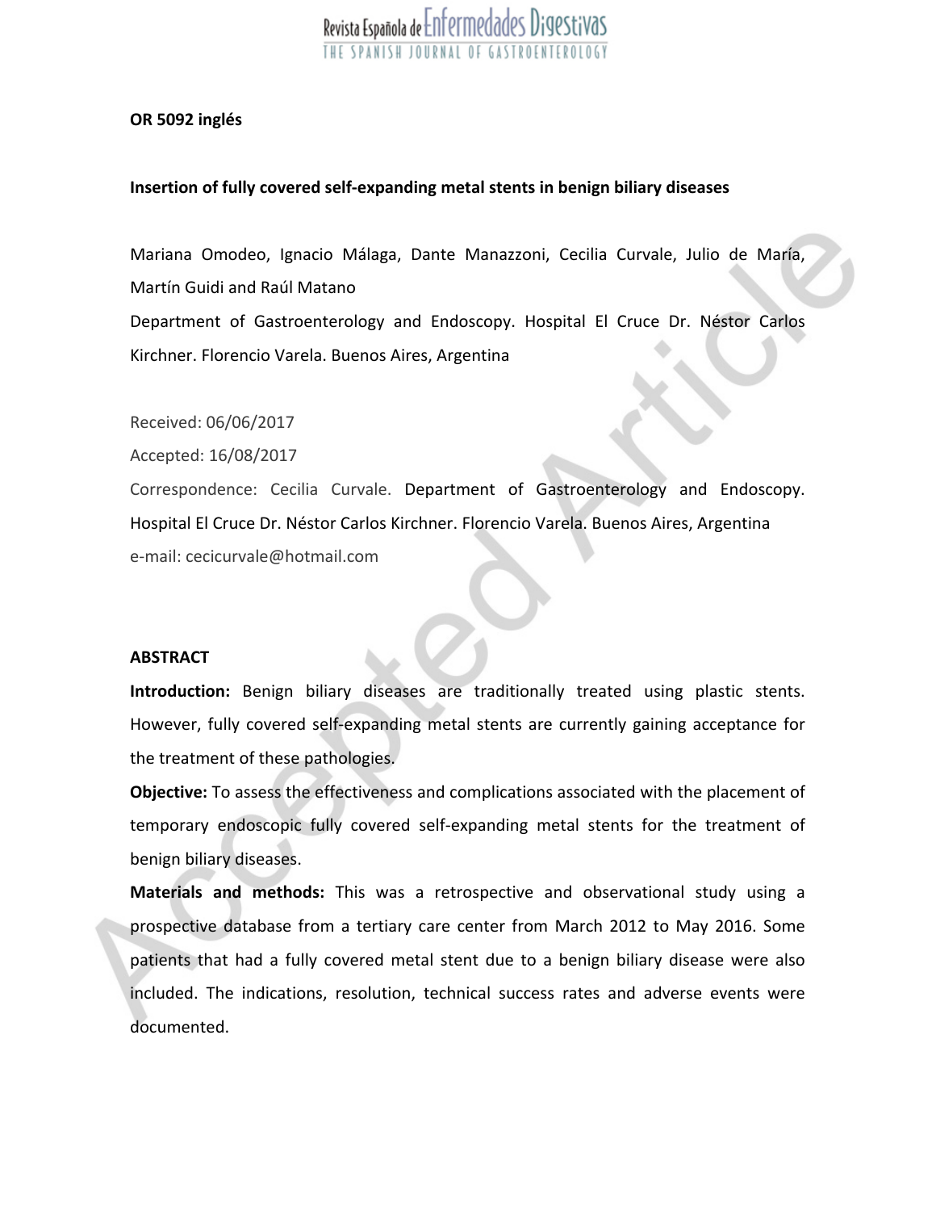**OR 5092 inglés**

**Insertion of fully covered self-expanding metal stents in benign biliary diseases**

Mariana Omodeo, Ignacio Málaga, Dante Manazzoni, Cecilia Curvale, Julio de María, Martín Guidi and Raúl Matano

Department of Gastroenterology and Endoscopy. Hospital El Cruce Dr. Néstor Carlos Kirchner. Florencio Varela. Buenos Aires, Argentina

Received: 06/06/2017

Accepted: 16/08/2017

Correspondence: Cecilia Curvale. Department of Gastroenterology and Endoscopy. Hospital El Cruce Dr. Néstor Carlos Kirchner. Florencio Varela. Buenos Aires, Argentina

e-mail: cecicurvale@hotmail.com

**ABSTRACT**

**Introduction:** Benign biliary diseases are traditionally treated using plastic stents. However, fully covered self-expanding metal stents are currently gaining acceptance for the treatment of these pathologies.

**Objective:** To assess the effectiveness and complications associated with the placement of temporary endoscopic fully covered self-expanding metal stents for the treatment of benign biliary diseases.

**Materials and methods:** This was a retrospective and observational study using a prospective database from a tertiary care center from March 2012 to May 2016. Some patients that had a fully covered metal stent due to a benign biliary disease were also included. The indications, resolution, technical success rates and adverse events were documented.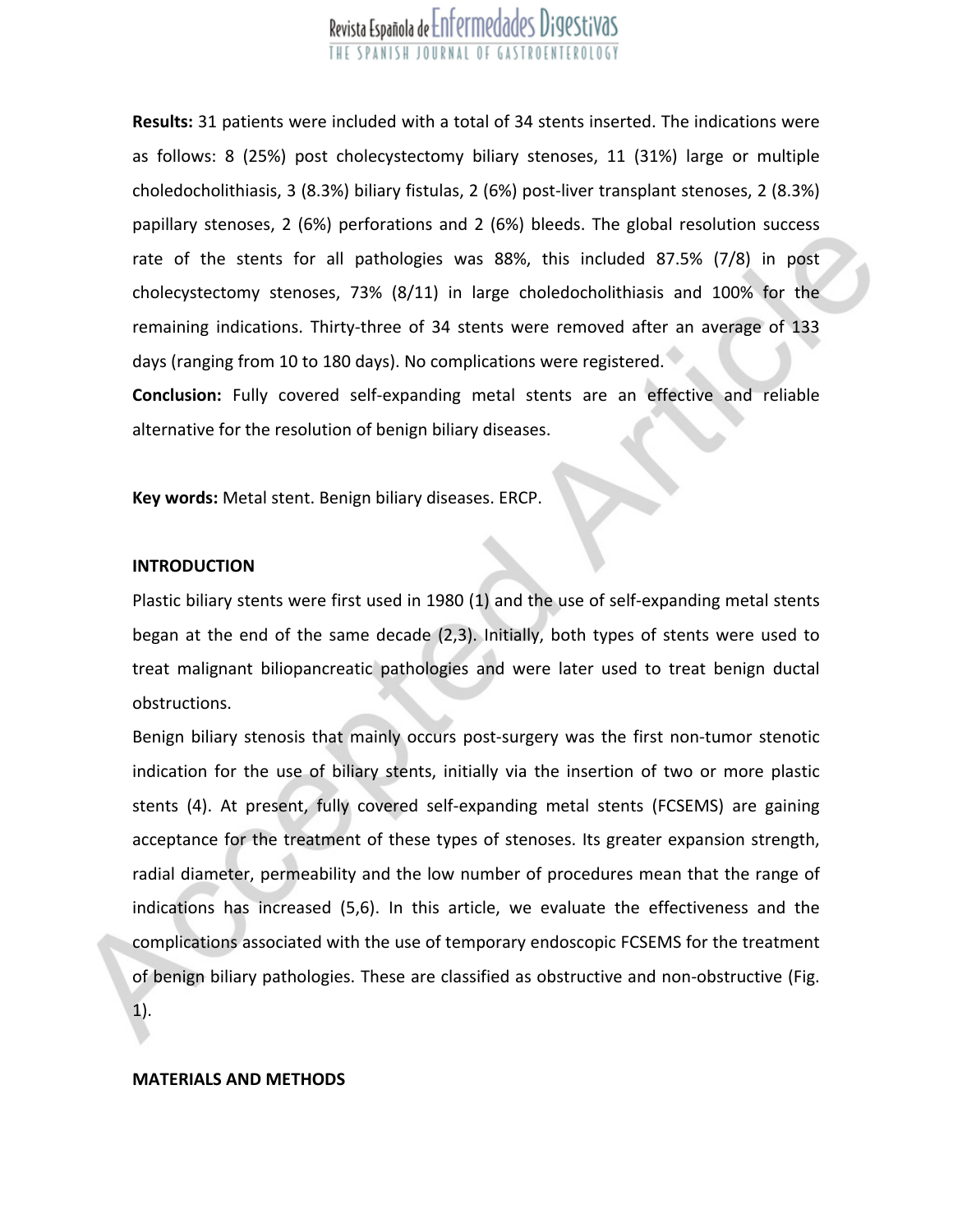**Results:** 31 patients were included with a total of 34 stents inserted. The indications were as follows: 8 (25%) post cholecystectomy biliary stenoses, 11 (31%) large or multiple choledocholithiasis, 3 (8.3%) biliary fistulas, 2 (6%) post-liver transplant stenoses, 2 (8.3%) papillary stenoses, 2 (6%) perforations and 2 (6%) bleeds. The global resolution success rate of the stents for all pathologies was 88%, this included 87.5% (7/8) in post cholecystectomy stenoses, 73% (8/11) in large choledocholithiasis and 100% for the remaining indications. Thirty-three of 34 stents were removed after an average of 133 days (ranging from 10 to 180 days). No complications were registered.

**Conclusion:** Fully covered self-expanding metal stents are an effective and reliable alternative for the resolution of benign biliary diseases.

**Key words:** Metal stent. Benign biliary diseases. ERCP.

## INTRODUCTION

Plastic biliary stents were first used in 1980 (1) and the use of self-expanding metal stents began at the end of the same decade (2,3). Initially, both types of stents were used to treat malignant biliopancreatic pathologies and were later used to treat benign ductal obstructions.

Benign biliary stenosis that mainly occurs post-surgery was the first non-tumor stenotic indication for the use of biliary stents, initially via the insertion of two or more plastic stents (4). At present, fully covered self-expanding metal stents (FCSEMS) are gaining acceptance for the treatment of these types of stenoses. Its greater expansion strength, radial diameter, permeability and the low number of procedures mean that the range of indications has increased (5,6). In this article, we evaluate the effectiveness and the complications associated with the use of temporary endoscopic FCSEMS for the treatment of benign biliary pathologies. These are classified as obstructive and non-obstructive (Fig. 1).

## MATERIALS AND METHODS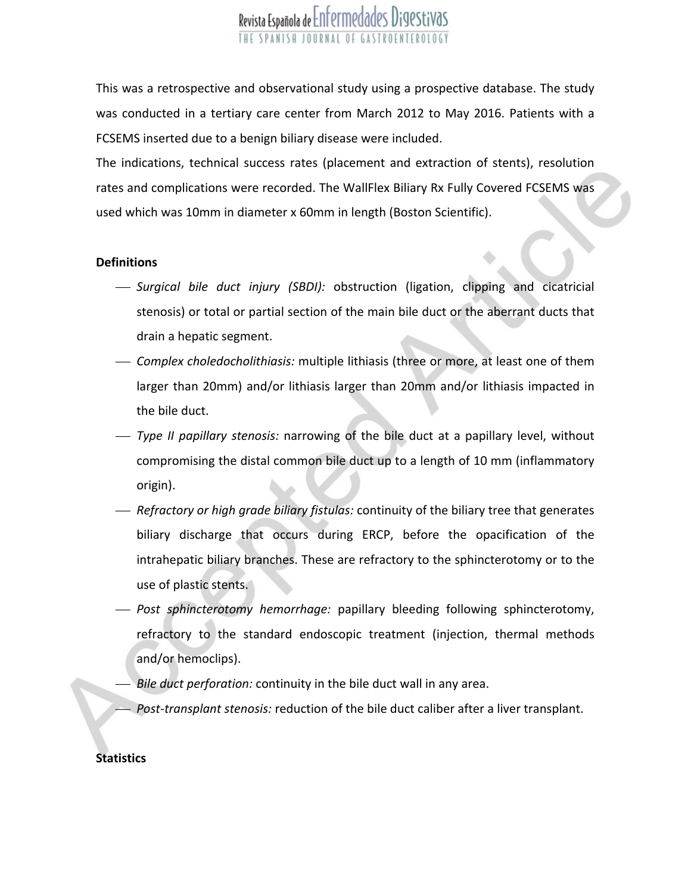This was a retrospective and observational study using a prospective database. The study was conducted in a tertiary care center from March 2012 to May 2016. Patients with a FCSEMS inserted due to a benign biliary disease were included.

The indications, technical success rates (placement and extraction of stents), resolution rates and complications were recorded. The WallFlex Biliary Rx Fully Covered FCSEMS was used which was 10mm in diameter x 60mm in length (Boston Scientific).

**Definitions**

- *Surgical bile duct injury (SBDI):* obstruction (ligation, clipping and cicatricial stenosis) or total or partial section of the main bile duct or the aberrant ducts that drain a hepatic segment.
- *Complex choledocholithiasis:* multiple lithiasis (three or more, at least one of them larger than 20mm) and/or lithiasis larger than 20mm and/or lithiasis impacted in the bile duct.
- *Type II papillary stenosis:* narrowing of the bile duct at a papillary level, without compromising the distal common bile duct up to a length of 10 mm (inflammatory origin).
- *Refractory or high grade biliary fistulas:* continuity of the biliary tree that generates biliary discharge that occurs during ERCP, before the opacification of the intrahepatic biliary branches. These are refractory to the sphincterotomy or to the use of plastic stents.
- *Post sphincterotomy hemorrhage:* papillary bleeding following sphincterotomy, refractory to the standard endoscopic treatment (injection, thermal methods and/or hemoclips).
- *Bile duct perforation:* continuity in the bile duct wall in any area.
- *Post-transplant stenosis:* reduction of the bile duct caliber after a liver transplant.

**Statistics**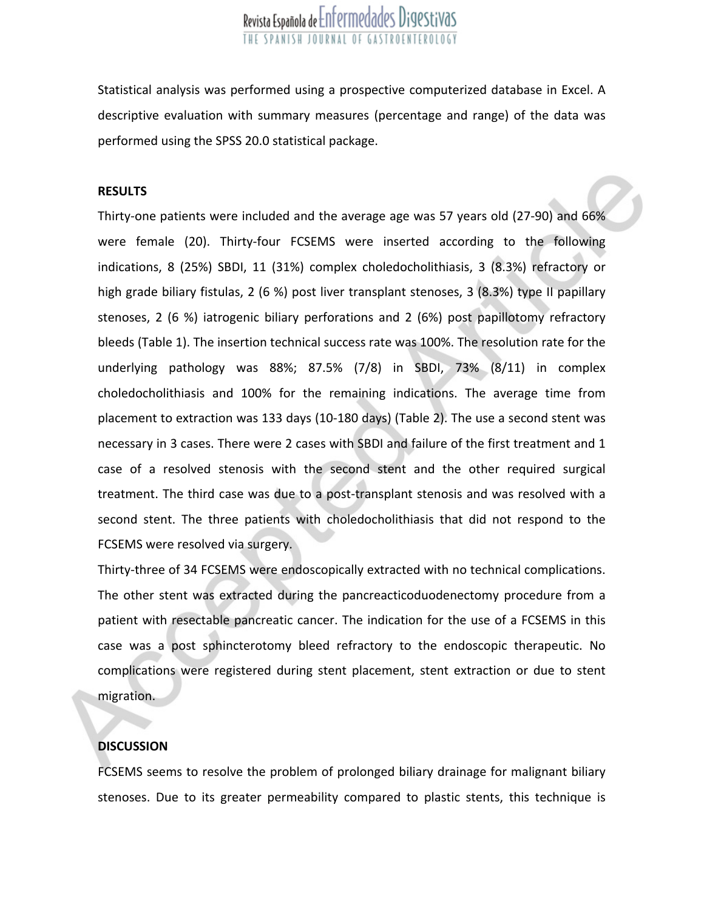Statistical analysis was performed using a prospective computerized database in Excel. A descriptive evaluation with summary measures (percentage and range) of the data was performed using the SPSS 20.0 statistical package.

**RESULTS**

Thirty-one patients were included and the average age was 57 years old (27-90) and 66% were female (20). Thirty-four FCSEMS were inserted according to the following indications, 8 (25%) SBDI, 11 (31%) complex choledocholithiasis, 3 (8.3%) refractory or high grade biliary fistulas, 2 (6 %) post liver transplant stenoses, 3 (8.3%) type II papillary stenoses, 2 (6 %) iatrogenic biliary perforations and 2 (6%) post papillotomy refractory bleeds (Table 1). The insertion technical success rate was 100%. The resolution rate for the underlying pathology was 88%; 87.5% (7/8) in SBDI, 73% (8/11) in complex choledocholithiasis and 100% for the remaining indications. The average time from placement to extraction was 133 days (10-180 days) (Table 2). The use a second stent was necessary in 3 cases. There were 2 cases with SBDI and failure of the first treatment and 1 case of a resolved stenosis with the second stent and the other required surgical treatment. The third case was due to a post-transplant stenosis and was resolved with a second stent. The three patients with choledocholithiasis that did not respond to the FCSEMS were resolved via surgery.

Thirty-three of 34 FCSEMS were endoscopically extracted with no technical complications. The other stent was extracted during the pancreacticoduodenectomy procedure from a patient with resectable pancreatic cancer. The indication for the use of a FCSEMS in this case was a post sphincterotomy bleed refractory to the endoscopic therapeutic. No complications were registered during stent placement, stent extraction or due to stent migration.

**DISCUSSION**

FCSEMS seems to resolve the problem of prolonged biliary drainage for malignant biliary stenoses. Due to its greater permeability compared to plastic stents, this technique is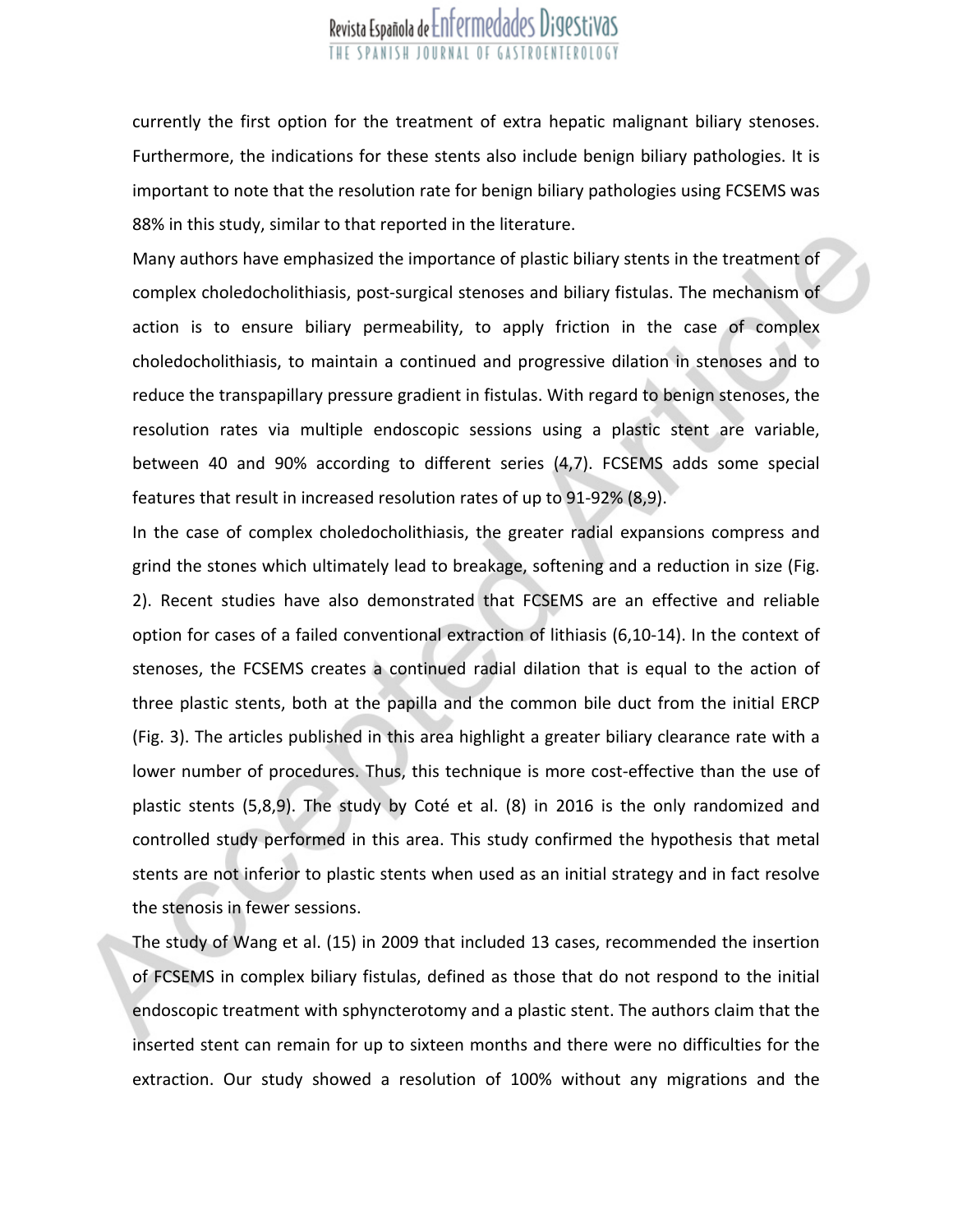currently the first option for the treatment of extra hepatic malignant biliary stenoses. Furthermore, the indications for these stents also include benign biliary pathologies. It is important to note that the resolution rate for benign biliary pathologies using FCSEMS was 88% in this study, similar to that reported in the literature.

Many authors have emphasized the importance of plastic biliary stents in the treatment of complex choledocholithiasis, post-surgical stenoses and biliary fistulas. The mechanism of action is to ensure biliary permeability, to apply friction in the case of complex choledocholithiasis, to maintain a continued and progressive dilation in stenoses and to reduce the transpapillary pressure gradient in fistulas. With regard to benign stenoses, the resolution rates via multiple endoscopic sessions using a plastic stent are variable, between 40 and 90% according to different series (4,7). FCSEMS adds some special features that result in increased resolution rates of up to 91-92% (8,9).

In the case of complex choledocholithiasis, the greater radial expansions compress and grind the stones which ultimately lead to breakage, softening and a reduction in size (Fig. 2). Recent studies have also demonstrated that FCSEMS are an effective and reliable option for cases of a failed conventional extraction of lithiasis (6,10-14). In the context of stenoses, the FCSEMS creates a continued radial dilation that is equal to the action of three plastic stents, both at the papilla and the common bile duct from the initial ERCP (Fig. 3). The articles published in this area highlight a greater biliary clearance rate with a lower number of procedures. Thus, this technique is more cost-effective than the use of plastic stents (5,8,9). The study by Coté et al. (8) in 2016 is the only randomized and controlled study performed in this area. This study confirmed the hypothesis that metal stents are not inferior to plastic stents when used as an initial strategy and in fact resolve the stenosis in fewer sessions.

The study of Wang et al. (15) in 2009 that included 13 cases, recommended the insertion of FCSEMS in complex biliary fistulas, defined as those that do not respond to the initial endoscopic treatment with sphyncterotomy and a plastic stent. The authors claim that the inserted stent can remain for up to sixteen months and there were no difficulties for the extraction. Our study showed a resolution of 100% without any migrations and the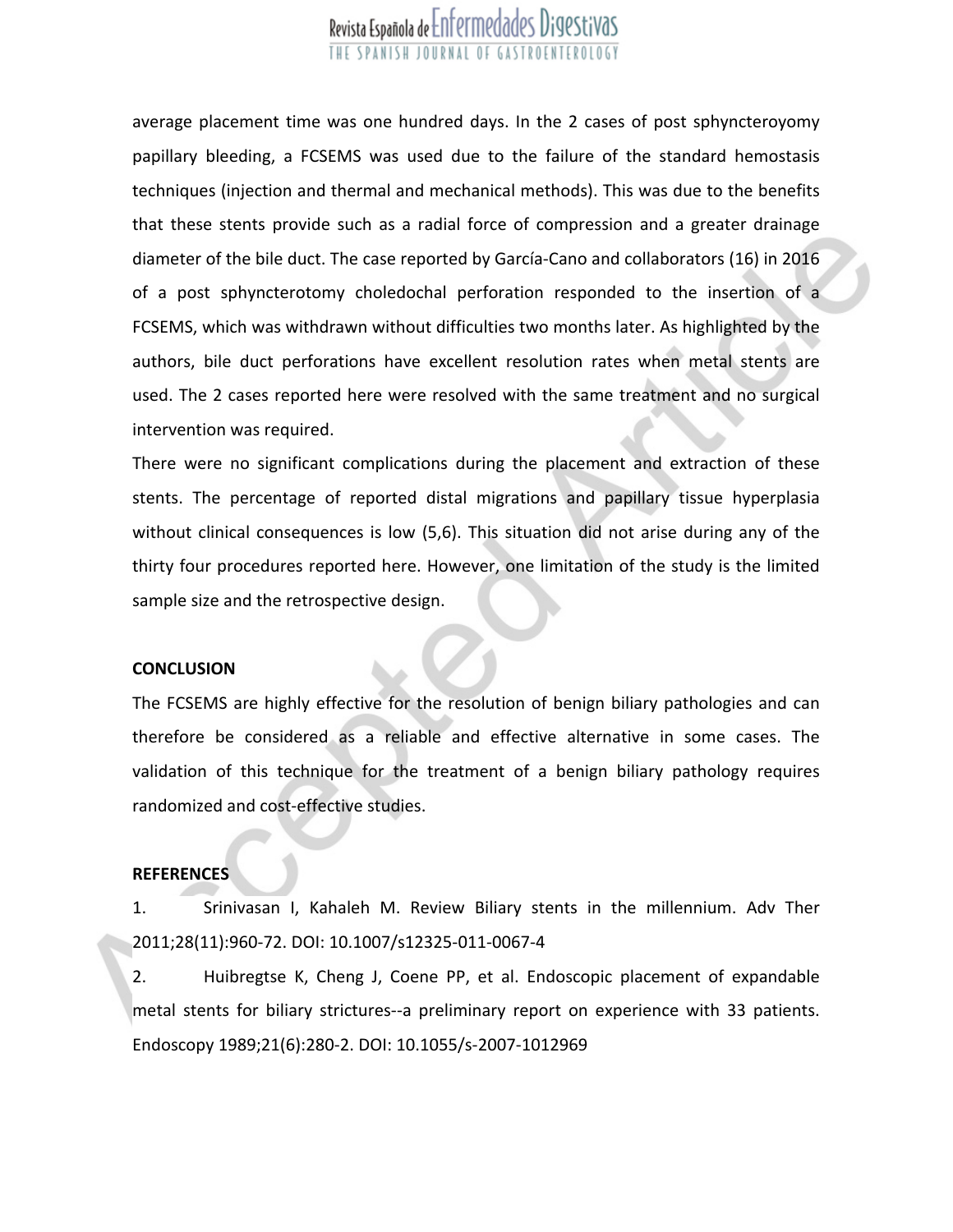average placement time was one hundred days. In the 2 cases of post sphyncteroyomy papillary bleeding, a FCSEMS was used due to the failure of the standard hemostasis techniques (injection and thermal and mechanical methods). This was due to the benefits that these stents provide such as a radial force of compression and a greater drainage diameter of the bile duct. The case reported by García-Cano and collaborators (16) in 2016 of a post sphyncterotomy choledochal perforation responded to the insertion of a FCSEMS, which was withdrawn without difficulties two months later. As highlighted by the authors, bile duct perforations have excellent resolution rates when metal stents are used. The 2 cases reported here were resolved with the same treatment and no surgical intervention was required.

There were no significant complications during the placement and extraction of these stents. The percentage of reported distal migrations and papillary tissue hyperplasia without clinical consequences is low (5,6). This situation did not arise during any of the thirty four procedures reported here. However, one limitation of the study is the limited sample size and the retrospective design.

**CONCLUSION**

The FCSEMS are highly effective for the resolution of benign biliary pathologies and can therefore be considered as a reliable and effective alternative in some cases. The validation of this technique for the treatment of a benign biliary pathology requires randomized and cost-effective studies.

**REFERENCES**

1. Srinivasan I, Kahaleh M. Review Biliary stents in the millennium. Adv Ther 2011;28(11):960-72. DOI: 10.1007/s12325-011-0067-4

2. Huibregtse K, Cheng J, Coene PP, et al. Endoscopic placement of expandable metal stents for biliary strictures--a preliminary report on experience with 33 patients. Endoscopy 1989;21(6):280-2. DOI: 10.1055/s-2007-1012969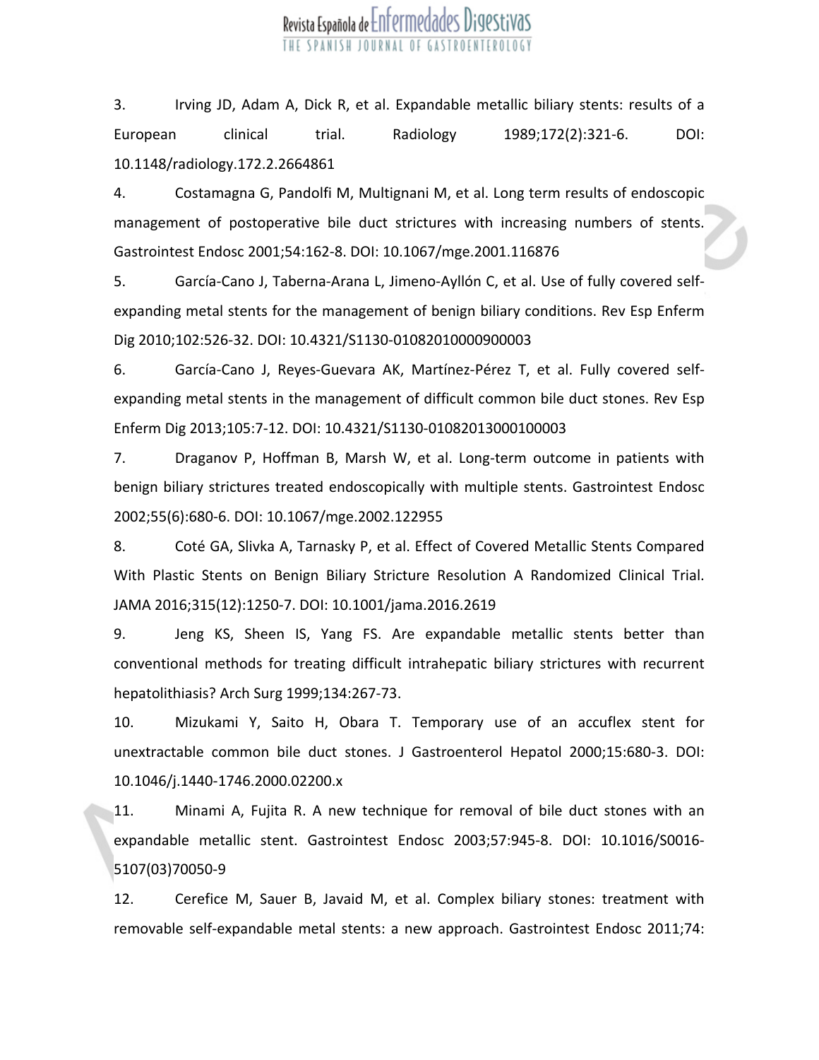3. Irving JD, Adam A, Dick R, et al. Expandable metallic biliary stents: results of a European clinical trial. Radiology 1989;172(2):321-6. DOI: 10.1148/radiology.172.2.2664861

4. Costamagna G, Pandolfi M, Multignani M, et al. Long term results of endoscopic management of postoperative bile duct strictures with increasing numbers of stents. Gastrointest Endosc 2001;54:162-8. DOI: 10.1067/mge.2001.116876

5. García-Cano J, Taberna-Arana L, Jimeno-Ayllón C, et al. Use of fully covered self-expanding metal stents for the management of benign biliary conditions. Rev Esp Enferm Dig 2010;102:526-32. DOI: 10.4321/S1130-01082010000900003

6. García-Cano J, Reyes-Guevara AK, Martínez-Pérez T, et al. Fully covered self-expanding metal stents in the management of difficult common bile duct stones. Rev Esp Enferm Dig 2013;105:7-12. DOI: 10.4321/S1130-01082013000100003

7. Draganov P, Hoffman B, Marsh W, et al. Long-term outcome in patients with benign biliary strictures treated endoscopically with multiple stents. Gastrointest Endosc 2002;55(6):680-6. DOI: 10.1067/mge.2002.122955

8. Coté GA, Slivka A, Tarnasky P, et al. Effect of Covered Metallic Stents Compared With Plastic Stents on Benign Biliary Stricture Resolution A Randomized Clinical Trial. JAMA 2016;315(12):1250-7. DOI: 10.1001/jama.2016.2619

9. Jeng KS, Sheen IS, Yang FS. Are expandable metallic stents better than conventional methods for treating difficult intrahepatic biliary strictures with recurrent hepatolithiasis? Arch Surg 1999;134:267-73.

10. Mizukami Y, Saito H, Obara T. Temporary use of an accuflex stent for unextractable common bile duct stones. J Gastroenterol Hepatol 2000;15:680-3. DOI: 10.1046/j.1440-1746.2000.02200.x

11. Minami A, Fujita R. A new technique for removal of bile duct stones with an expandable metallic stent. Gastrointest Endosc 2003;57:945-8. DOI: 10.1016/S0016-5107(03)70050-9

12. Cerefice M, Sauer B, Javaid M, et al. Complex biliary stones: treatment with removable self-expandable metal stents: a new approach. Gastrointest Endosc 2011;74: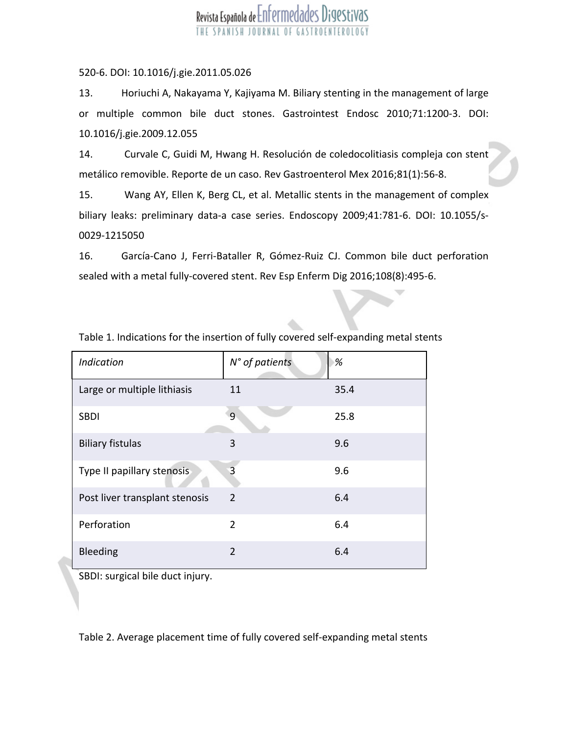520-6. DOI: 10.1016/j.gie.2011.05.026

13. Horiuchi A, Nakayama Y, Kajiyama M. Biliary stenting in the management of large or multiple common bile duct stones. Gastrointest Endosc 2010;71:1200-3. DOI: 10.1016/j.gie.2009.12.055

14. Curvale C, Guidi M, Hwang H. Resolución de coledocolitiasis compleja con stent metálico removible. Reporte de un caso. Rev Gastroenterol Mex 2016;81(1):56-8.

15. Wang AY, Ellen K, Berg CL, et al. Metallic stents in the management of complex biliary leaks: preliminary data-a case series. Endoscopy 2009;41:781-6. DOI: 10.1055/s-0029-1215050

16. García-Cano J, Ferri-Bataller R, Gómez-Ruiz CJ. Common bile duct perforation sealed with a metal fully-covered stent. Rev Esp Enferm Dig 2016;108(8):495-6.

Table 1. Indications for the insertion of fully covered self-expanding metal stents

| *Indication* | *N° of patients* | *%* |
|---|---|---|
| Large or multiple lithiasis | 11 | 35.4 |
| SBDI | 9 | 25.8 |
| Biliary fistulas | 3 | 9.6 |
| Type II papillary stenosis | 3 | 9.6 |
| Post liver transplant stenosis | 2 | 6.4 |
| Perforation | 2 | 6.4 |
| Bleeding | 2 | 6.4 |

SBDI: surgical bile duct injury.

Table 2. Average placement time of fully covered self-expanding metal stents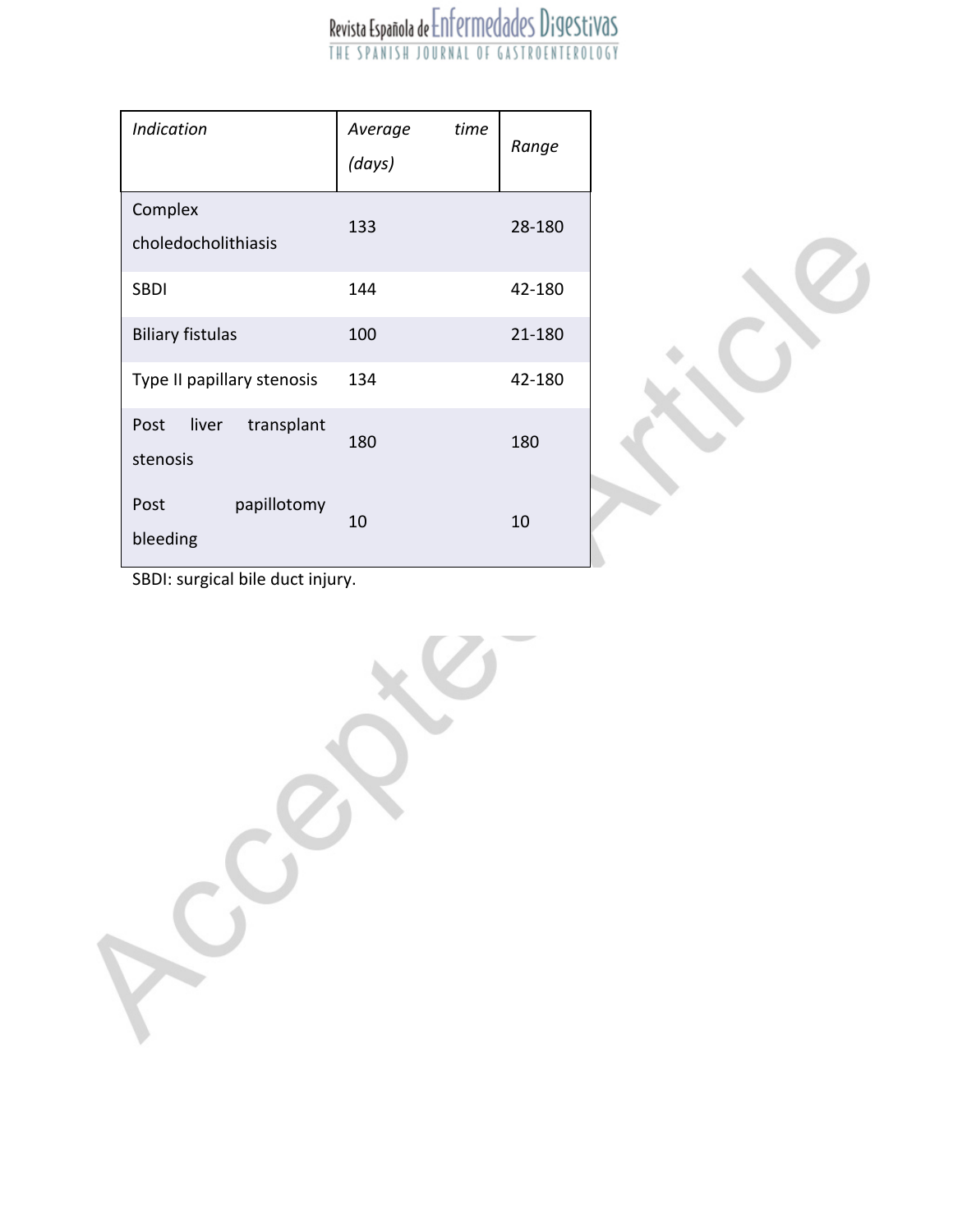| *Indication* | *Average time (days)* | *Range* |
|---|---|---|
| Complex choledocholithiasis | 133 | 28-180 |
| SBDI | 144 | 42-180 |
| Biliary fistulas | 100 | 21-180 |
| Type II papillary stenosis | 134 | 42-180 |
| Post liver transplant stenosis | 180 | 180 |
| Post papillotomy bleeding | 10 | 10 |

SBDI: surgical bile duct injury.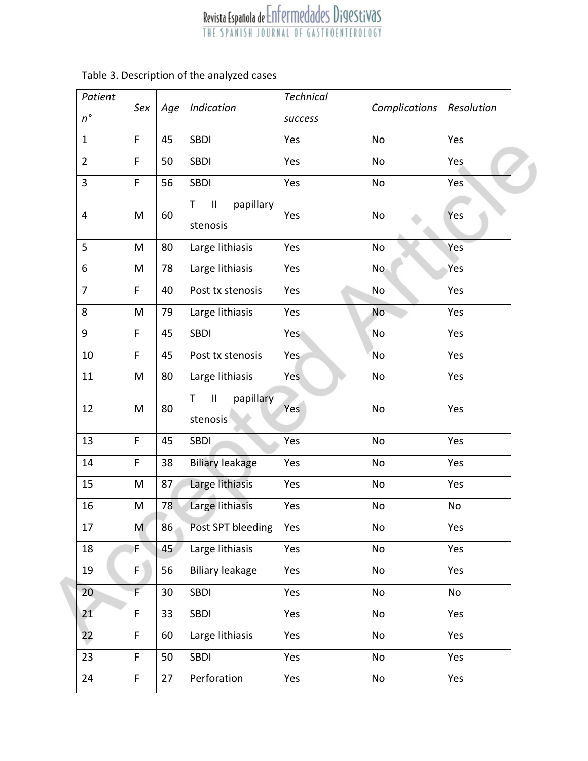Table 3. Description of the analyzed cases

| *Patient n°* | *Sex* | *Age* | *Indication* | *Technical success* | *Complications* | *Resolution* |
|---|---|---|---|---|---|---|
| 1 | F | 45 | SBDI | Yes | No | Yes |
| 2 | F | 50 | SBDI | Yes | No | Yes |
| 3 | F | 56 | SBDI | Yes | No | Yes |
| 4 | M | 60 | T II papillary stenosis | Yes | No | Yes |
| 5 | M | 80 | Large lithiasis | Yes | No | Yes |
| 6 | M | 78 | Large lithiasis | Yes | No | Yes |
| 7 | F | 40 | Post tx stenosis | Yes | No | Yes |
| 8 | M | 79 | Large lithiasis | Yes | No | Yes |
| 9 | F | 45 | SBDI | Yes | No | Yes |
| 10 | F | 45 | Post tx stenosis | Yes | No | Yes |
| 11 | M | 80 | Large lithiasis | Yes | No | Yes |
| 12 | M | 80 | T II papillary stenosis | Yes | No | Yes |
| 13 | F | 45 | SBDI | Yes | No | Yes |
| 14 | F | 38 | Biliary leakage | Yes | No | Yes |
| 15 | M | 87 | Large lithiasis | Yes | No | Yes |
| 16 | M | 78 | Large lithiasis | Yes | No | No |
| 17 | M | 86 | Post SPT bleeding | Yes | No | Yes |
| 18 | F | 45 | Large lithiasis | Yes | No | Yes |
| 19 | F | 56 | Biliary leakage | Yes | No | Yes |
| 20 | F | 30 | SBDI | Yes | No | No |
| 21 | F | 33 | SBDI | Yes | No | Yes |
| 22 | F | 60 | Large lithiasis | Yes | No | Yes |
| 23 | F | 50 | SBDI | Yes | No | Yes |
| 24 | F | 27 | Perforation | Yes | No | Yes |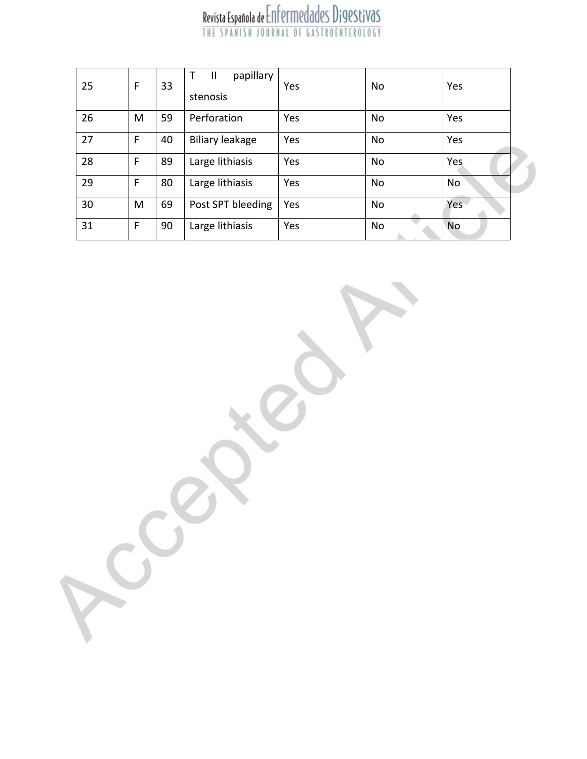| 25 | F | 33 | T II papillary stenosis | Yes | No | Yes |
|---|---|---|---|---|---|---|
| 26 | M | 59 | Perforation | Yes | No | Yes |
| 27 | F | 40 | Biliary leakage | Yes | No | Yes |
| 28 | F | 89 | Large lithiasis | Yes | No | Yes |
| 29 | F | 80 | Large lithiasis | Yes | No | No |
| 30 | M | 69 | Post SPT bleeding | Yes | No | Yes |
| 31 | F | 90 | Large lithiasis | Yes | No | No |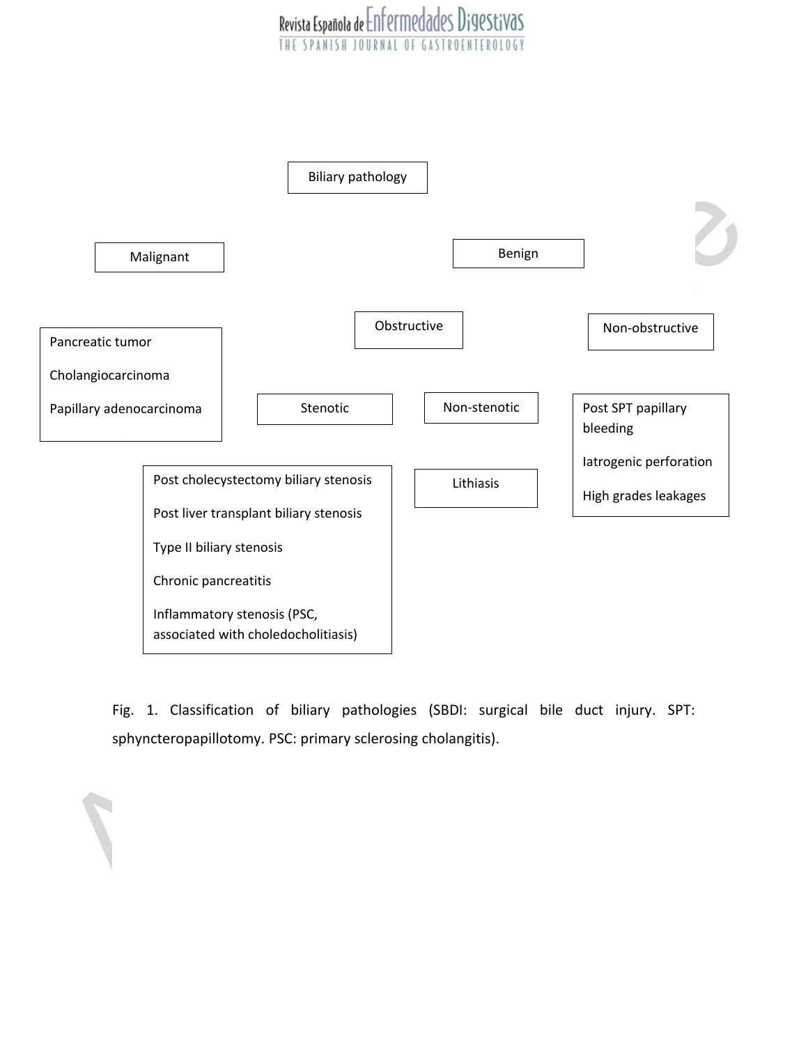Biliary pathology

Malignant

- Pancreatic tumor
- Cholangiocarcinoma
- Papillary adenocarcinoma

Benign

Obstructive

Stenotic

- Post cholecystectomy biliary stenosis
- Post liver transplant biliary stenosis
- Type II biliary stenosis
- Chronic pancreatitis
- Inflammatory stenosis (PSC, associated with choledocholitiasis)

Non-stenotic

- Lithiasis

Non-obstructive

- Post SPT papillary bleeding
- Iatrogenic perforation
- High grades leakages

Fig. 1. Classification of biliary pathologies (SBDI: surgical bile duct injury. SPT: sphyncteropapillotomy. PSC: primary sclerosing cholangitis).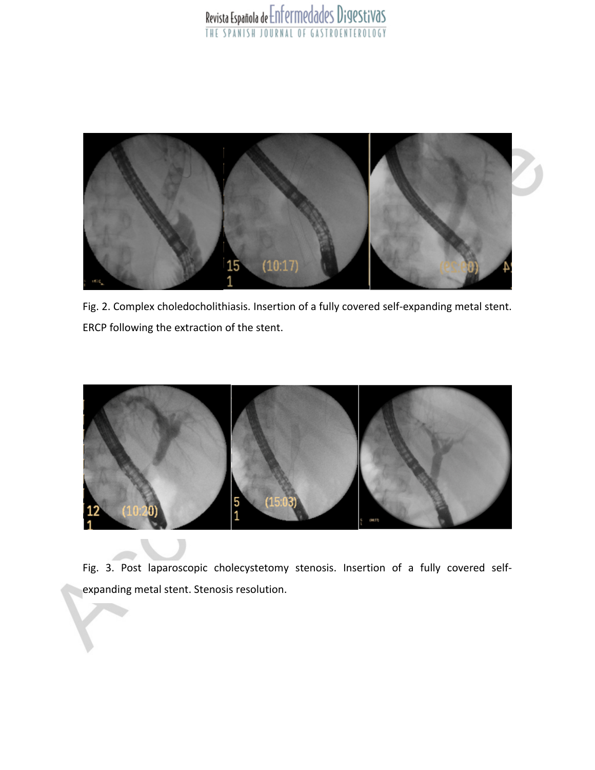Fig. 2. Complex choledocholithiasis. Insertion of a fully covered self-expanding metal stent. ERCP following the extraction of the stent.

Fig. 3. Post laparoscopic cholecystetomy stenosis. Insertion of a fully covered self-expanding metal stent. Stenosis resolution.